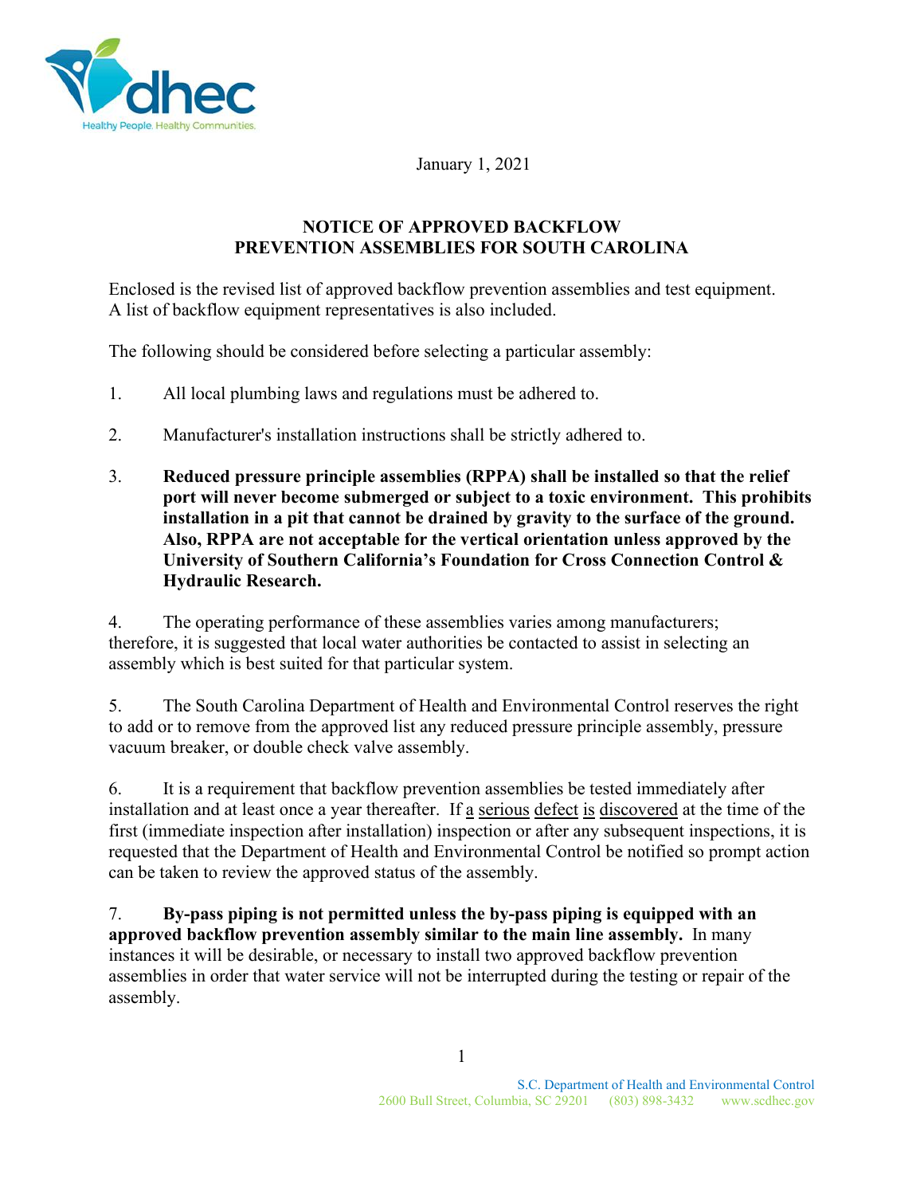January 1, 2021

# NOTICE OF APPROVED BACKFLOW PREVENTION ASSEMBLIES FOR SOUTH CAROLINA

Enclosed is the revised list of approved backflow prevention assemblies and test equipment. A list of backflow equipment representatives is also included.

The following should be considered before selecting a particular assembly:

1. All local plumbing laws and regulations must be adhered to.

2. Manufacturer's installation instructions shall be strictly adhered to.

3. **Reduced pressure principle assemblies (RPPA) shall be installed so that the relief port will never become submerged or subject to a toxic environment. This prohibits installation in a pit that cannot be drained by gravity to the surface of the ground. Also, RPPA are not acceptable for the vertical orientation unless approved by the University of Southern California's Foundation for Cross Connection Control & Hydraulic Research.**

4. The operating performance of these assemblies varies among manufacturers; therefore, it is suggested that local water authorities be contacted to assist in selecting an assembly which is best suited for that particular system.

5. The South Carolina Department of Health and Environmental Control reserves the right to add or to remove from the approved list any reduced pressure principle assembly, pressure vacuum breaker, or double check valve assembly.

6. It is a requirement that backflow prevention assemblies be tested immediately after installation and at least once a year thereafter. If a serious defect is discovered at the time of the first (immediate inspection after installation) inspection or after any subsequent inspections, it is requested that the Department of Health and Environmental Control be notified so prompt action can be taken to review the approved status of the assembly.

7. **By-pass piping is not permitted unless the by-pass piping is equipped with an approved backflow prevention assembly similar to the main line assembly.** In many instances it will be desirable, or necessary to install two approved backflow prevention assemblies in order that water service will not be interrupted during the testing or repair of the assembly.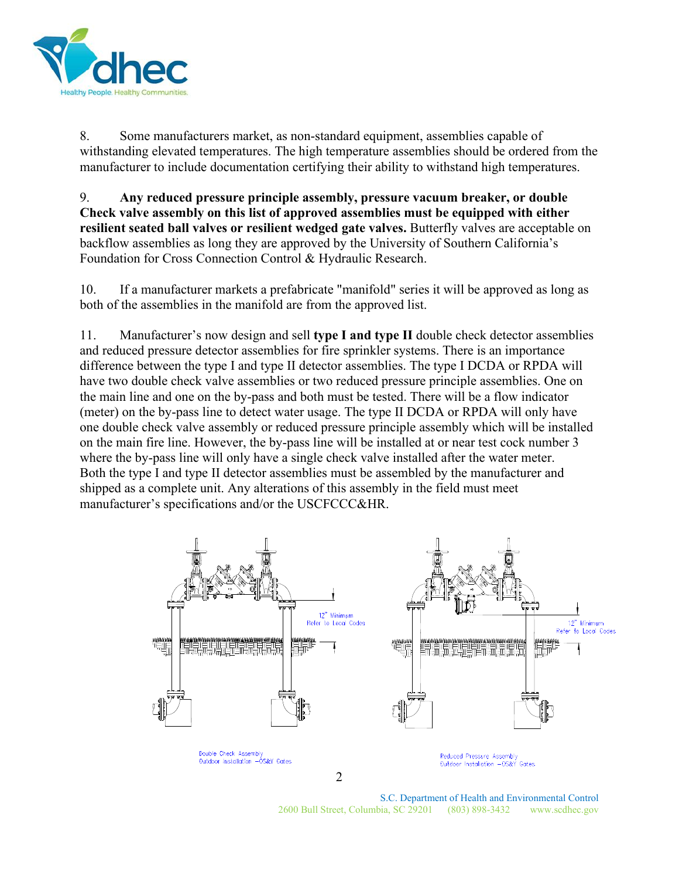8. Some manufacturers market, as non-standard equipment, assemblies capable of withstanding elevated temperatures. The high temperature assemblies should be ordered from the manufacturer to include documentation certifying their ability to withstand high temperatures.

9. **Any reduced pressure principle assembly, pressure vacuum breaker, or double Check valve assembly on this list of approved assemblies must be equipped with either resilient seated ball valves or resilient wedged gate valves.** Butterfly valves are acceptable on backflow assemblies as long they are approved by the University of Southern California's Foundation for Cross Connection Control & Hydraulic Research.

10. If a manufacturer markets a prefabricate "manifold" series it will be approved as long as both of the assemblies in the manifold are from the approved list.

11. Manufacturer's now design and sell **type I and type II** double check detector assemblies and reduced pressure detector assemblies for fire sprinkler systems. There is an importance difference between the type I and type II detector assemblies. The type I DCDA or RPDA will have two double check valve assemblies or two reduced pressure principle assemblies. One on the main line and one on the by-pass and both must be tested. There will be a flow indicator (meter) on the by-pass line to detect water usage. The type II DCDA or RPDA will only have one double check valve assembly or reduced pressure principle assembly which will be installed on the main fire line. However, the by-pass line will be installed at or near test cock number 3 where the by-pass line will only have a single check valve installed after the water meter. Both the type I and type II detector assemblies must be assembled by the manufacturer and shipped as a complete unit. Any alterations of this assembly in the field must meet manufacturer's specifications and/or the USCFCCC&HR.

12" Minimum
Refer to Local Codes

Double Check Assembly
Outdoor Installation – OS&Y Gates

12" Minimum
Refer to Local Codes

Reduced Pressure Assembly
Outdoor Installation – OS&Y Gates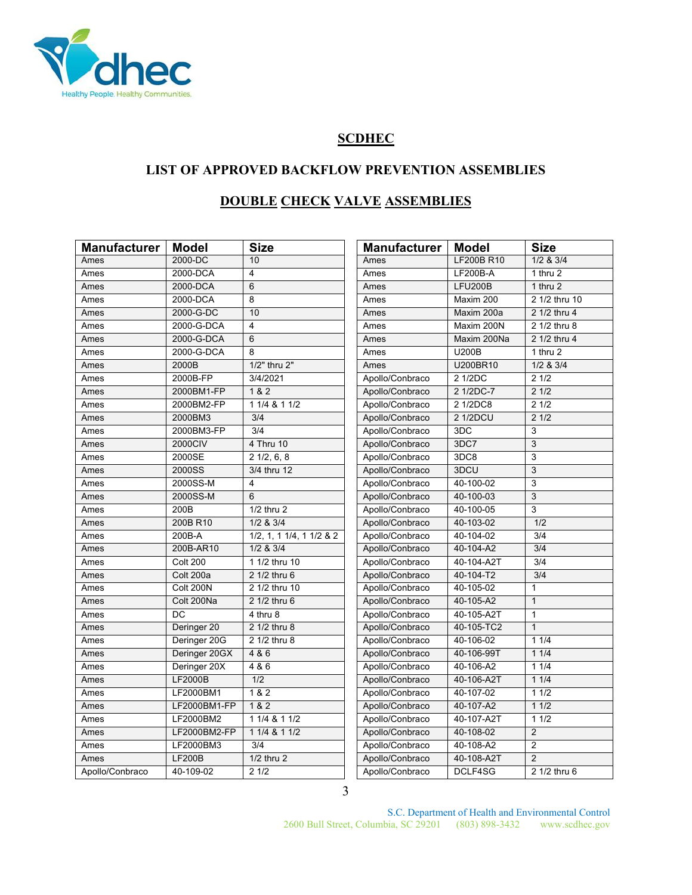## SCDHEC

## LIST OF APPROVED BACKFLOW PREVENTION ASSEMBLIES

## DOUBLE CHECK VALVE ASSEMBLIES

| Manufacturer | Model | Size |
|---|---|---|
| Ames | 2000-DC | 10 |
| Ames | 2000-DCA | 4 |
| Ames | 2000-DCA | 6 |
| Ames | 2000-DCA | 8 |
| Ames | 2000-G-DC | 10 |
| Ames | 2000-G-DCA | 4 |
| Ames | 2000-G-DCA | 6 |
| Ames | 2000-G-DCA | 8 |
| Ames | 2000B | 1/2" thru 2" |
| Ames | 2000B-FP | 3/4/2021 |
| Ames | 2000BM1-FP | 1 & 2 |
| Ames | 2000BM2-FP | 1 1/4 & 1 1/2 |
| Ames | 2000BM3 | 3/4 |
| Ames | 2000BM3-FP | 3/4 |
| Ames | 2000CIV | 4 Thru 10 |
| Ames | 2000SE | 2 1/2, 6, 8 |
| Ames | 2000SS | 3/4 thru 12 |
| Ames | 2000SS-M | 4 |
| Ames | 2000SS-M | 6 |
| Ames | 200B | 1/2 thru 2 |
| Ames | 200B R10 | 1/2 & 3/4 |
| Ames | 200B-A | 1/2, 1, 1 1/4, 1 1/2 & 2 |
| Ames | 200B-AR10 | 1/2 & 3/4 |
| Ames | Colt 200 | 1 1/2 thru 10 |
| Ames | Colt 200a | 2 1/2 thru 6 |
| Ames | Colt 200N | 2 1/2 thru 10 |
| Ames | Colt 200Na | 2 1/2 thru 6 |
| Ames | DC | 4 thru 8 |
| Ames | Deringer 20 | 2 1/2 thru 8 |
| Ames | Deringer 20G | 2 1/2 thru 8 |
| Ames | Deringer 20GX | 4 & 6 |
| Ames | Deringer 20X | 4 & 6 |
| Ames | LF2000B | 1/2 |
| Ames | LF2000BM1 | 1 & 2 |
| Ames | LF2000BM1-FP | 1 & 2 |
| Ames | LF2000BM2 | 1 1/4 & 1 1/2 |
| Ames | LF2000BM2-FP | 1 1/4 & 1 1/2 |
| Ames | LF2000BM3 | 3/4 |
| Ames | LF200B | 1/2 thru 2 |
| Apollo/Conbraco | 40-109-02 | 2 1/2 |
| Ames | LF200B R10 | 1/2 & 3/4 |
| Ames | LF200B-A | 1 thru 2 |
| Ames | LFU200B | 1 thru 2 |
| Ames | Maxim 200 | 2 1/2 thru 10 |
| Ames | Maxim 200a | 2 1/2 thru 4 |
| Ames | Maxim 200N | 2 1/2 thru 8 |
| Ames | Maxim 200Na | 2 1/2 thru 4 |
| Ames | U200B | 1 thru 2 |
| Ames | U200BR10 | 1/2 & 3/4 |
| Apollo/Conbraco | 2 1/2DC | 2 1/2 |
| Apollo/Conbraco | 2 1/2DC-7 | 2 1/2 |
| Apollo/Conbraco | 2 1/2DC8 | 2 1/2 |
| Apollo/Conbraco | 2 1/2DCU | 2 1/2 |
| Apollo/Conbraco | 3DC | 3 |
| Apollo/Conbraco | 3DC7 | 3 |
| Apollo/Conbraco | 3DC8 | 3 |
| Apollo/Conbraco | 3DCU | 3 |
| Apollo/Conbraco | 40-100-02 | 3 |
| Apollo/Conbraco | 40-100-03 | 3 |
| Apollo/Conbraco | 40-100-05 | 3 |
| Apollo/Conbraco | 40-103-02 | 1/2 |
| Apollo/Conbraco | 40-104-02 | 3/4 |
| Apollo/Conbraco | 40-104-A2 | 3/4 |
| Apollo/Conbraco | 40-104-A2T | 3/4 |
| Apollo/Conbraco | 40-104-T2 | 3/4 |
| Apollo/Conbraco | 40-105-02 | 1 |
| Apollo/Conbraco | 40-105-A2 | 1 |
| Apollo/Conbraco | 40-105-A2T | 1 |
| Apollo/Conbraco | 40-105-TC2 | 1 |
| Apollo/Conbraco | 40-106-02 | 1 1/4 |
| Apollo/Conbraco | 40-106-99T | 1 1/4 |
| Apollo/Conbraco | 40-106-A2 | 1 1/4 |
| Apollo/Conbraco | 40-106-A2T | 1 1/4 |
| Apollo/Conbraco | 40-107-02 | 1 1/2 |
| Apollo/Conbraco | 40-107-A2 | 1 1/2 |
| Apollo/Conbraco | 40-107-A2T | 1 1/2 |
| Apollo/Conbraco | 40-108-02 | 2 |
| Apollo/Conbraco | 40-108-A2 | 2 |
| Apollo/Conbraco | 40-108-A2T | 2 |
| Apollo/Conbraco | DCLF4SG | 2 1/2 thru 6 |

S.C. Department of Health and Environmental Control
2600 Bull Street, Columbia, SC 29201 (803) 898-3432 www.scdhec.gov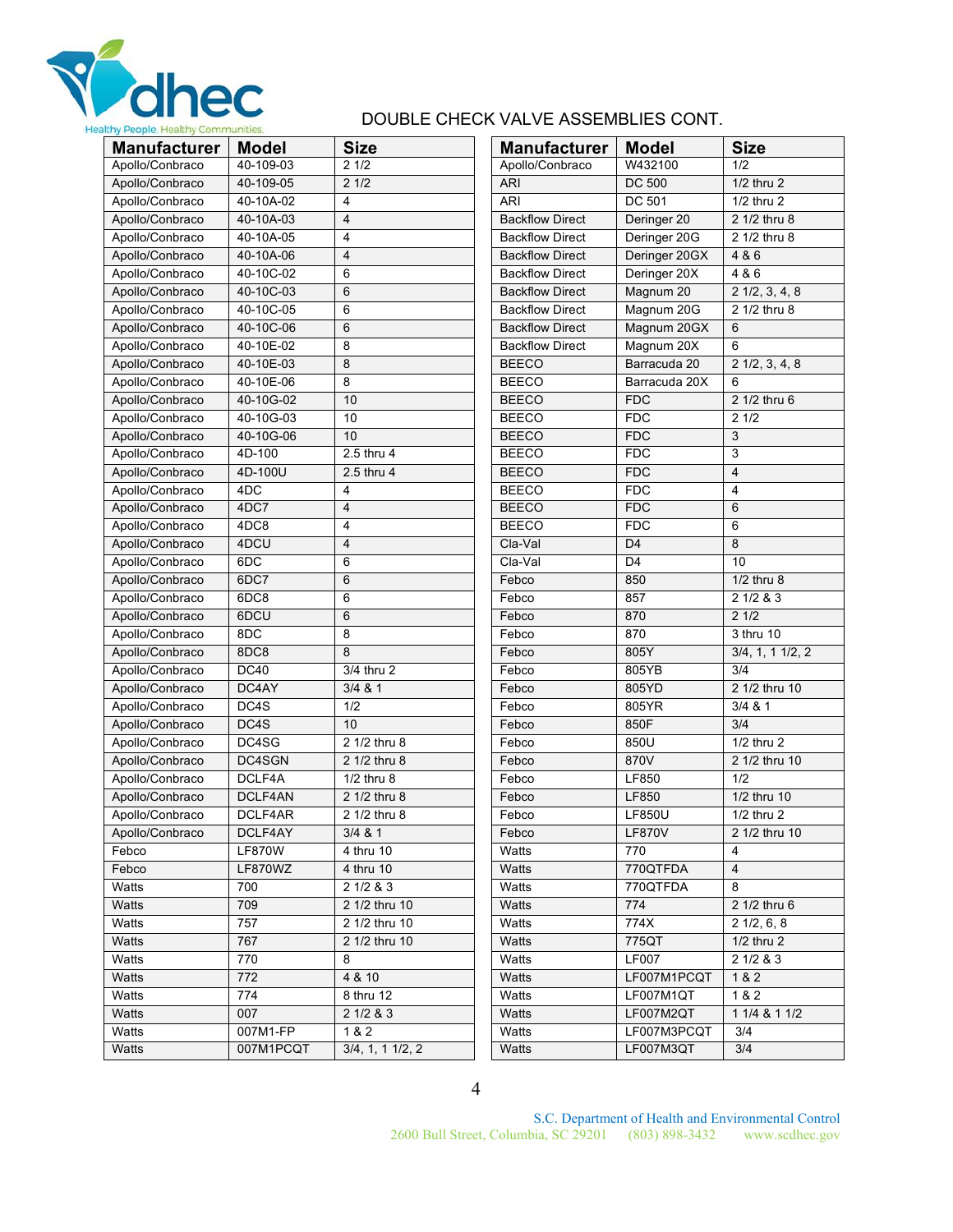## DOUBLE CHECK VALVE ASSEMBLIES CONT.

| Manufacturer | Model | Size |
|---|---|---|
| Apollo/Conbraco | 40-109-03 | 2 1/2 |
| Apollo/Conbraco | 40-109-05 | 2 1/2 |
| Apollo/Conbraco | 40-10A-02 | 4 |
| Apollo/Conbraco | 40-10A-03 | 4 |
| Apollo/Conbraco | 40-10A-05 | 4 |
| Apollo/Conbraco | 40-10A-06 | 4 |
| Apollo/Conbraco | 40-10C-02 | 6 |
| Apollo/Conbraco | 40-10C-03 | 6 |
| Apollo/Conbraco | 40-10C-05 | 6 |
| Apollo/Conbraco | 40-10C-06 | 6 |
| Apollo/Conbraco | 40-10E-02 | 8 |
| Apollo/Conbraco | 40-10E-03 | 8 |
| Apollo/Conbraco | 40-10E-06 | 8 |
| Apollo/Conbraco | 40-10G-02 | 10 |
| Apollo/Conbraco | 40-10G-03 | 10 |
| Apollo/Conbraco | 40-10G-06 | 10 |
| Apollo/Conbraco | 4D-100 | 2.5 thru 4 |
| Apollo/Conbraco | 4D-100U | 2.5 thru 4 |
| Apollo/Conbraco | 4DC | 4 |
| Apollo/Conbraco | 4DC7 | 4 |
| Apollo/Conbraco | 4DC8 | 4 |
| Apollo/Conbraco | 4DCU | 4 |
| Apollo/Conbraco | 6DC | 6 |
| Apollo/Conbraco | 6DC7 | 6 |
| Apollo/Conbraco | 6DC8 | 6 |
| Apollo/Conbraco | 6DCU | 6 |
| Apollo/Conbraco | 8DC | 8 |
| Apollo/Conbraco | 8DC8 | 8 |
| Apollo/Conbraco | DC40 | 3/4 thru 2 |
| Apollo/Conbraco | DC4AY | 3/4 & 1 |
| Apollo/Conbraco | DC4S | 1/2 |
| Apollo/Conbraco | DC4S | 10 |
| Apollo/Conbraco | DC4SG | 2 1/2 thru 8 |
| Apollo/Conbraco | DC4SGN | 2 1/2 thru 8 |
| Apollo/Conbraco | DCLF4A | 1/2 thru 8 |
| Apollo/Conbraco | DCLF4AN | 2 1/2 thru 8 |
| Apollo/Conbraco | DCLF4AR | 2 1/2 thru 8 |
| Apollo/Conbraco | DCLF4AY | 3/4 & 1 |
| Febco | LF870W | 4 thru 10 |
| Febco | LF870WZ | 4 thru 10 |
| Watts | 700 | 2 1/2 & 3 |
| Watts | 709 | 2 1/2 thru 10 |
| Watts | 757 | 2 1/2 thru 10 |
| Watts | 767 | 2 1/2 thru 10 |
| Watts | 770 | 8 |
| Watts | 772 | 4 & 10 |
| Watts | 774 | 8 thru 12 |
| Watts | 007 | 2 1/2 & 3 |
| Watts | 007M1-FP | 1 & 2 |
| Watts | 007M1PCQT | 3/4, 1, 1 1/2, 2 |

| Manufacturer | Model | Size |
|---|---|---|
| Apollo/Conbraco | W432100 | 1/2 |
| ARI | DC 500 | 1/2 thru 2 |
| ARI | DC 501 | 1/2 thru 2 |
| Backflow Direct | Deringer 20 | 2 1/2 thru 8 |
| Backflow Direct | Deringer 20G | 2 1/2 thru 8 |
| Backflow Direct | Deringer 20GX | 4 & 6 |
| Backflow Direct | Deringer 20X | 4 & 6 |
| Backflow Direct | Magnum 20 | 2 1/2, 3, 4, 8 |
| Backflow Direct | Magnum 20G | 2 1/2 thru 8 |
| Backflow Direct | Magnum 20GX | 6 |
| Backflow Direct | Magnum 20X | 6 |
| BEECO | Barracuda 20 | 2 1/2, 3, 4, 8 |
| BEECO | Barracuda 20X | 6 |
| BEECO | FDC | 2 1/2 thru 6 |
| BEECO | FDC | 2 1/2 |
| BEECO | FDC | 3 |
| BEECO | FDC | 3 |
| BEECO | FDC | 4 |
| BEECO | FDC | 4 |
| BEECO | FDC | 6 |
| BEECO | FDC | 6 |
| Cla-Val | D4 | 8 |
| Cla-Val | D4 | 10 |
| Febco | 850 | 1/2 thru 8 |
| Febco | 857 | 2 1/2 & 3 |
| Febco | 870 | 2 1/2 |
| Febco | 870 | 3 thru 10 |
| Febco | 805Y | 3/4, 1, 1 1/2, 2 |
| Febco | 805YB | 3/4 |
| Febco | 805YD | 2 1/2 thru 10 |
| Febco | 805YR | 3/4 & 1 |
| Febco | 850F | 3/4 |
| Febco | 850U | 1/2 thru 2 |
| Febco | 870V | 2 1/2 thru 10 |
| Febco | LF850 | 1/2 |
| Febco | LF850 | 1/2 thru 10 |
| Febco | LF850U | 1/2 thru 2 |
| Febco | LF870V | 2 1/2 thru 10 |
| Watts | 770 | 4 |
| Watts | 770QTFDA | 4 |
| Watts | 770QTFDA | 8 |
| Watts | 774 | 2 1/2 thru 6 |
| Watts | 774X | 2 1/2, 6, 8 |
| Watts | 775QT | 1/2 thru 2 |
| Watts | LF007 | 2 1/2 & 3 |
| Watts | LF007M1PCQT | 1 & 2 |
| Watts | LF007M1QT | 1 & 2 |
| Watts | LF007M2QT | 1 1/4 & 1 1/2 |
| Watts | LF007M3PCQT | 3/4 |
| Watts | LF007M3QT | 3/4 |

S.C. Department of Health and Environmental Control
2600 Bull Street, Columbia, SC 29201 (803) 898-3432 www.scdhec.gov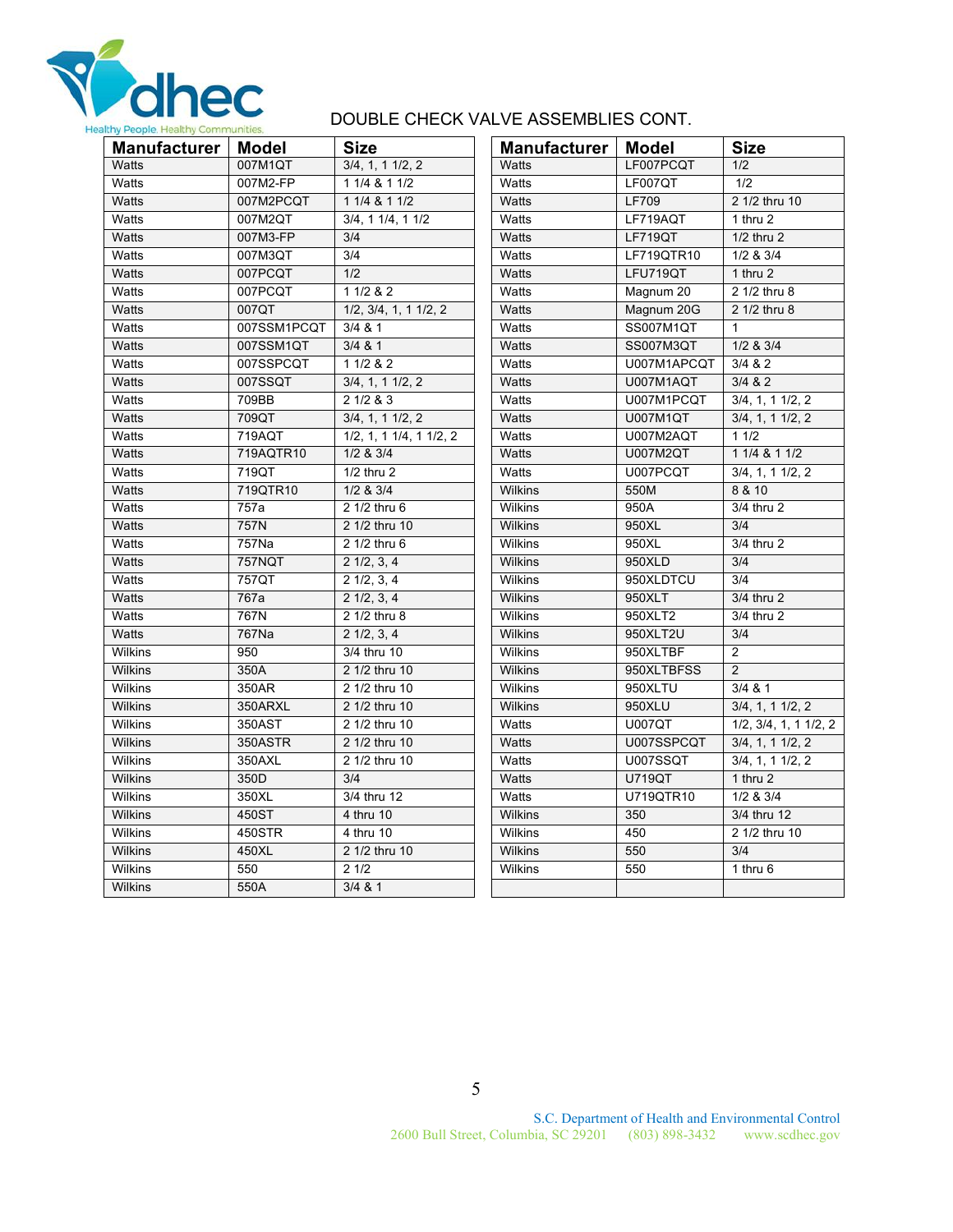## DOUBLE CHECK VALVE ASSEMBLIES CONT.

| Manufacturer | Model | Size |
|---|---|---|
| Watts | 007M1QT | 3/4, 1, 1 1/2, 2 |
| Watts | 007M2-FP | 1 1/4 & 1 1/2 |
| Watts | 007M2PCQT | 1 1/4 & 1 1/2 |
| Watts | 007M2QT | 3/4, 1 1/4, 1 1/2 |
| Watts | 007M3-FP | 3/4 |
| Watts | 007M3QT | 3/4 |
| Watts | 007PCQT | 1/2 |
| Watts | 007PCQT | 1 1/2 & 2 |
| Watts | 007QT | 1/2, 3/4, 1, 1 1/2, 2 |
| Watts | 007SSM1PCQT | 3/4 & 1 |
| Watts | 007SSM1QT | 3/4 & 1 |
| Watts | 007SSPCQT | 1 1/2 & 2 |
| Watts | 007SSQT | 3/4, 1, 1 1/2, 2 |
| Watts | 709BB | 2 1/2 & 3 |
| Watts | 709QT | 3/4, 1, 1 1/2, 2 |
| Watts | 719AQT | 1/2, 1, 1 1/4, 1 1/2, 2 |
| Watts | 719AQTR10 | 1/2 & 3/4 |
| Watts | 719QT | 1/2 thru 2 |
| Watts | 719QTR10 | 1/2 & 3/4 |
| Watts | 757a | 2 1/2 thru 6 |
| Watts | 757N | 2 1/2 thru 10 |
| Watts | 757Na | 2 1/2 thru 6 |
| Watts | 757NQT | 2 1/2, 3, 4 |
| Watts | 757QT | 2 1/2, 3, 4 |
| Watts | 767a | 2 1/2, 3, 4 |
| Watts | 767N | 2 1/2 thru 8 |
| Watts | 767Na | 2 1/2, 3, 4 |
| Wilkins | 950 | 3/4 thru 10 |
| Wilkins | 350A | 2 1/2 thru 10 |
| Wilkins | 350AR | 2 1/2 thru 10 |
| Wilkins | 350ARXL | 2 1/2 thru 10 |
| Wilkins | 350AST | 2 1/2 thru 10 |
| Wilkins | 350ASTR | 2 1/2 thru 10 |
| Wilkins | 350AXL | 2 1/2 thru 10 |
| Wilkins | 350D | 3/4 |
| Wilkins | 350XL | 3/4 thru 12 |
| Wilkins | 450ST | 4 thru 10 |
| Wilkins | 450STR | 4 thru 10 |
| Wilkins | 450XL | 2 1/2 thru 10 |
| Wilkins | 550 | 2 1/2 |
| Wilkins | 550A | 3/4 & 1 |

| Manufacturer | Model | Size |
|---|---|---|
| Watts | LF007PCQT | 1/2 |
| Watts | LF007QT | 1/2 |
| Watts | LF709 | 2 1/2 thru 10 |
| Watts | LF719AQT | 1 thru 2 |
| Watts | LF719QT | 1/2 thru 2 |
| Watts | LF719QTR10 | 1/2 & 3/4 |
| Watts | LFU719QT | 1 thru 2 |
| Watts | Magnum 20 | 2 1/2 thru 8 |
| Watts | Magnum 20G | 2 1/2 thru 8 |
| Watts | SS007M1QT | 1 |
| Watts | SS007M3QT | 1/2 & 3/4 |
| Watts | U007M1APCQT | 3/4 & 2 |
| Watts | U007M1AQT | 3/4 & 2 |
| Watts | U007M1PCQT | 3/4, 1, 1 1/2, 2 |
| Watts | U007M1QT | 3/4, 1, 1 1/2, 2 |
| Watts | U007M2AQT | 1 1/2 |
| Watts | U007M2QT | 1 1/4 & 1 1/2 |
| Watts | U007PCQT | 3/4, 1, 1 1/2, 2 |
| Wilkins | 550M | 8 & 10 |
| Wilkins | 950A | 3/4 thru 2 |
| Wilkins | 950XL | 3/4 |
| Wilkins | 950XL | 3/4 thru 2 |
| Wilkins | 950XLD | 3/4 |
| Wilkins | 950XLDTCU | 3/4 |
| Wilkins | 950XLT | 3/4 thru 2 |
| Wilkins | 950XLT2 | 3/4 thru 2 |
| Wilkins | 950XLT2U | 3/4 |
| Wilkins | 950XLTBF | 2 |
| Wilkins | 950XLTBFSS | 2 |
| Wilkins | 950XLTU | 3/4 & 1 |
| Wilkins | 950XLU | 3/4, 1, 1 1/2, 2 |
| Watts | U007QT | 1/2, 3/4, 1, 1 1/2, 2 |
| Watts | U007SSPCQT | 3/4, 1, 1 1/2, 2 |
| Watts | U007SSQT | 3/4, 1, 1 1/2, 2 |
| Watts | U719QT | 1 thru 2 |
| Watts | U719QTR10 | 1/2 & 3/4 |
| Wilkins | 350 | 3/4 thru 12 |
| Wilkins | 450 | 2 1/2 thru 10 |
| Wilkins | 550 | 3/4 |
| Wilkins | 550 | 1 thru 6 |
| | | |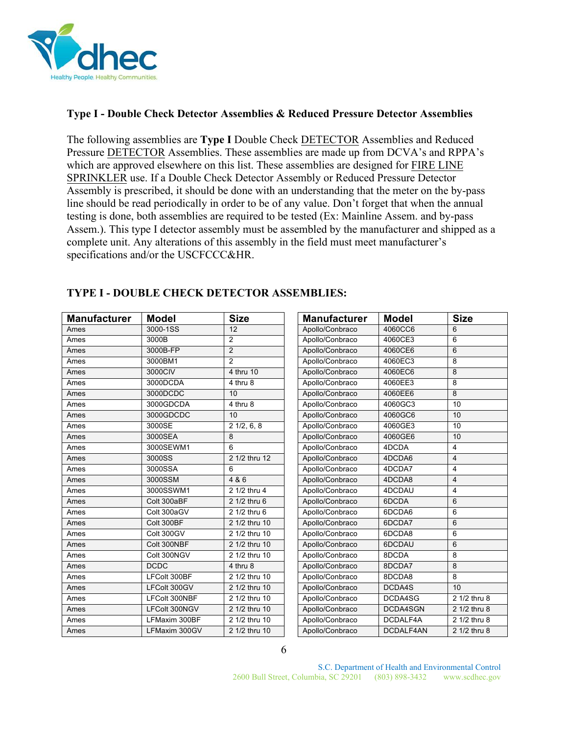### Type I - Double Check Detector Assemblies & Reduced Pressure Detector Assemblies

The following assemblies are **Type I** Double Check DETECTOR Assemblies and Reduced Pressure DETECTOR Assemblies. These assemblies are made up from DCVA's and RPPA's which are approved elsewhere on this list. These assemblies are designed for FIRE LINE SPRINKLER use. If a Double Check Detector Assembly or Reduced Pressure Detector Assembly is prescribed, it should be done with an understanding that the meter on the by-pass line should be read periodically in order to be of any value. Don't forget that when the annual testing is done, both assemblies are required to be tested (Ex: Mainline Assem. and by-pass Assem.). This type I detector assembly must be assembled by the manufacturer and shipped as a complete unit. Any alterations of this assembly in the field must meet manufacturer's specifications and/or the USCFCCC&HR.

### TYPE I - DOUBLE CHECK DETECTOR ASSEMBLIES:

| Manufacturer | Model | Size |
|---|---|---|
| Ames | 3000-1SS | 12 |
| Ames | 3000B | 2 |
| Ames | 3000B-FP | 2 |
| Ames | 3000BM1 | 2 |
| Ames | 3000CIV | 4 thru 10 |
| Ames | 3000DCDA | 4 thru 8 |
| Ames | 3000DCDC | 10 |
| Ames | 3000GDCDA | 4 thru 8 |
| Ames | 3000GDCDC | 10 |
| Ames | 3000SE | 2 1/2, 6, 8 |
| Ames | 3000SEA | 8 |
| Ames | 3000SEWM1 | 6 |
| Ames | 3000SS | 2 1/2 thru 12 |
| Ames | 3000SSA | 6 |
| Ames | 3000SSM | 4 & 6 |
| Ames | 3000SSWM1 | 2 1/2 thru 4 |
| Ames | Colt 300aBF | 2 1/2 thru 6 |
| Ames | Colt 300aGV | 2 1/2 thru 6 |
| Ames | Colt 300BF | 2 1/2 thru 10 |
| Ames | Colt 300GV | 2 1/2 thru 10 |
| Ames | Colt 300NBF | 2 1/2 thru 10 |
| Ames | Colt 300NGV | 2 1/2 thru 10 |
| Ames | DCDC | 4 thru 8 |
| Ames | LFColt 300BF | 2 1/2 thru 10 |
| Ames | LFColt 300GV | 2 1/2 thru 10 |
| Ames | LFColt 300NBF | 2 1/2 thru 10 |
| Ames | LFColt 300NGV | 2 1/2 thru 10 |
| Ames | LFMaxim 300BF | 2 1/2 thru 10 |
| Ames | LFMaxim 300GV | 2 1/2 thru 10 |
| Apollo/Conbraco | 4060CC6 | 6 |
| Apollo/Conbraco | 4060CE3 | 6 |
| Apollo/Conbraco | 4060CE6 | 6 |
| Apollo/Conbraco | 4060EC3 | 8 |
| Apollo/Conbraco | 4060EC6 | 8 |
| Apollo/Conbraco | 4060EE3 | 8 |
| Apollo/Conbraco | 4060EE6 | 8 |
| Apollo/Conbraco | 4060GC3 | 10 |
| Apollo/Conbraco | 4060GC6 | 10 |
| Apollo/Conbraco | 4060GE3 | 10 |
| Apollo/Conbraco | 4060GE6 | 10 |
| Apollo/Conbraco | 4DCDA | 4 |
| Apollo/Conbraco | 4DCDA6 | 4 |
| Apollo/Conbraco | 4DCDA7 | 4 |
| Apollo/Conbraco | 4DCDA8 | 4 |
| Apollo/Conbraco | 4DCDAU | 4 |
| Apollo/Conbraco | 6DCDA | 6 |
| Apollo/Conbraco | 6DCDA6 | 6 |
| Apollo/Conbraco | 6DCDA7 | 6 |
| Apollo/Conbraco | 6DCDA8 | 6 |
| Apollo/Conbraco | 6DCDAU | 6 |
| Apollo/Conbraco | 8DCDA | 8 |
| Apollo/Conbraco | 8DCDA7 | 8 |
| Apollo/Conbraco | 8DCDA8 | 8 |
| Apollo/Conbraco | DCDA4S | 10 |
| Apollo/Conbraco | DCDA4SG | 2 1/2 thru 8 |
| Apollo/Conbraco | DCDA4SGN | 2 1/2 thru 8 |
| Apollo/Conbraco | DCDALF4A | 2 1/2 thru 8 |
| Apollo/Conbraco | DCDALF4AN | 2 1/2 thru 8 |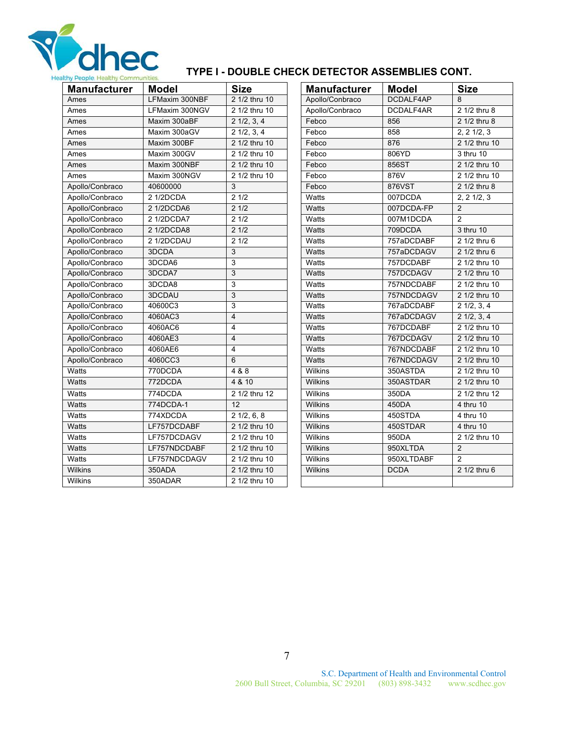## TYPE I - DOUBLE CHECK DETECTOR ASSEMBLIES CONT.

| Manufacturer | Model | Size |
|---|---|---|
| Ames | LFMaxim 300NBF | 2 1/2 thru 10 |
| Ames | LFMaxim 300NGV | 2 1/2 thru 10 |
| Ames | Maxim 300aBF | 2 1/2, 3, 4 |
| Ames | Maxim 300aGV | 2 1/2, 3, 4 |
| Ames | Maxim 300BF | 2 1/2 thru 10 |
| Ames | Maxim 300GV | 2 1/2 thru 10 |
| Ames | Maxim 300NBF | 2 1/2 thru 10 |
| Ames | Maxim 300NGV | 2 1/2 thru 10 |
| Apollo/Conbraco | 40600000 | 3 |
| Apollo/Conbraco | 2 1/2DCDA | 2 1/2 |
| Apollo/Conbraco | 2 1/2DCDA6 | 2 1/2 |
| Apollo/Conbraco | 2 1/2DCDA7 | 2 1/2 |
| Apollo/Conbraco | 2 1/2DCDA8 | 2 1/2 |
| Apollo/Conbraco | 2 1/2DCDAU | 2 1/2 |
| Apollo/Conbraco | 3DCDA | 3 |
| Apollo/Conbraco | 3DCDA6 | 3 |
| Apollo/Conbraco | 3DCDA7 | 3 |
| Apollo/Conbraco | 3DCDA8 | 3 |
| Apollo/Conbraco | 3DCDAU | 3 |
| Apollo/Conbraco | 40600C3 | 3 |
| Apollo/Conbraco | 4060AC3 | 4 |
| Apollo/Conbraco | 4060AC6 | 4 |
| Apollo/Conbraco | 4060AE3 | 4 |
| Apollo/Conbraco | 4060AE6 | 4 |
| Apollo/Conbraco | 4060CC3 | 6 |
| Watts | 770DCDA | 4 & 8 |
| Watts | 772DCDA | 4 & 10 |
| Watts | 774DCDA | 2 1/2 thru 12 |
| Watts | 774DCDA-1 | 12 |
| Watts | 774XDCDA | 2 1/2, 6, 8 |
| Watts | LF757DCDABF | 2 1/2 thru 10 |
| Watts | LF757DCDAGV | 2 1/2 thru 10 |
| Watts | LF757NDCDABF | 2 1/2 thru 10 |
| Watts | LF757NDCDAGV | 2 1/2 thru 10 |
| Wilkins | 350ADA | 2 1/2 thru 10 |
| Wilkins | 350ADAR | 2 1/2 thru 10 |

| Manufacturer | Model | Size |
|---|---|---|
| Apollo/Conbraco | DCDALF4AP | 8 |
| Apollo/Conbraco | DCDALF4AR | 2 1/2 thru 8 |
| Febco | 856 | 2 1/2 thru 8 |
| Febco | 858 | 2, 2 1/2, 3 |
| Febco | 876 | 2 1/2 thru 10 |
| Febco | 806YD | 3 thru 10 |
| Febco | 856ST | 2 1/2 thru 10 |
| Febco | 876V | 2 1/2 thru 10 |
| Febco | 876VST | 2 1/2 thru 8 |
| Watts | 007DCDA | 2, 2 1/2, 3 |
| Watts | 007DCDA-FP | 2 |
| Watts | 007M1DCDA | 2 |
| Watts | 709DCDA | 3 thru 10 |
| Watts | 757aDCDABF | 2 1/2 thru 6 |
| Watts | 757aDCDAGV | 2 1/2 thru 6 |
| Watts | 757DCDABF | 2 1/2 thru 10 |
| Watts | 757DCDAGV | 2 1/2 thru 10 |
| Watts | 757NDCDABF | 2 1/2 thru 10 |
| Watts | 757NDCDAGV | 2 1/2 thru 10 |
| Watts | 767aDCDABF | 2 1/2, 3, 4 |
| Watts | 767aDCDAGV | 2 1/2, 3, 4 |
| Watts | 767DCDABF | 2 1/2 thru 10 |
| Watts | 767DCDAGV | 2 1/2 thru 10 |
| Watts | 767NDCDABF | 2 1/2 thru 10 |
| Watts | 767NDCDAGV | 2 1/2 thru 10 |
| Wilkins | 350ASTDA | 2 1/2 thru 10 |
| Wilkins | 350ASTDAR | 2 1/2 thru 10 |
| Wilkins | 350DA | 2 1/2 thru 12 |
| Wilkins | 450DA | 4 thru 10 |
| Wilkins | 450STDA | 4 thru 10 |
| Wilkins | 450STDAR | 4 thru 10 |
| Wilkins | 950DA | 2 1/2 thru 10 |
| Wilkins | 950XLTDA | 2 |
| Wilkins | 950XLTDABF | 2 |
| Wilkins | DCDA | 2 1/2 thru 6 |
| | | |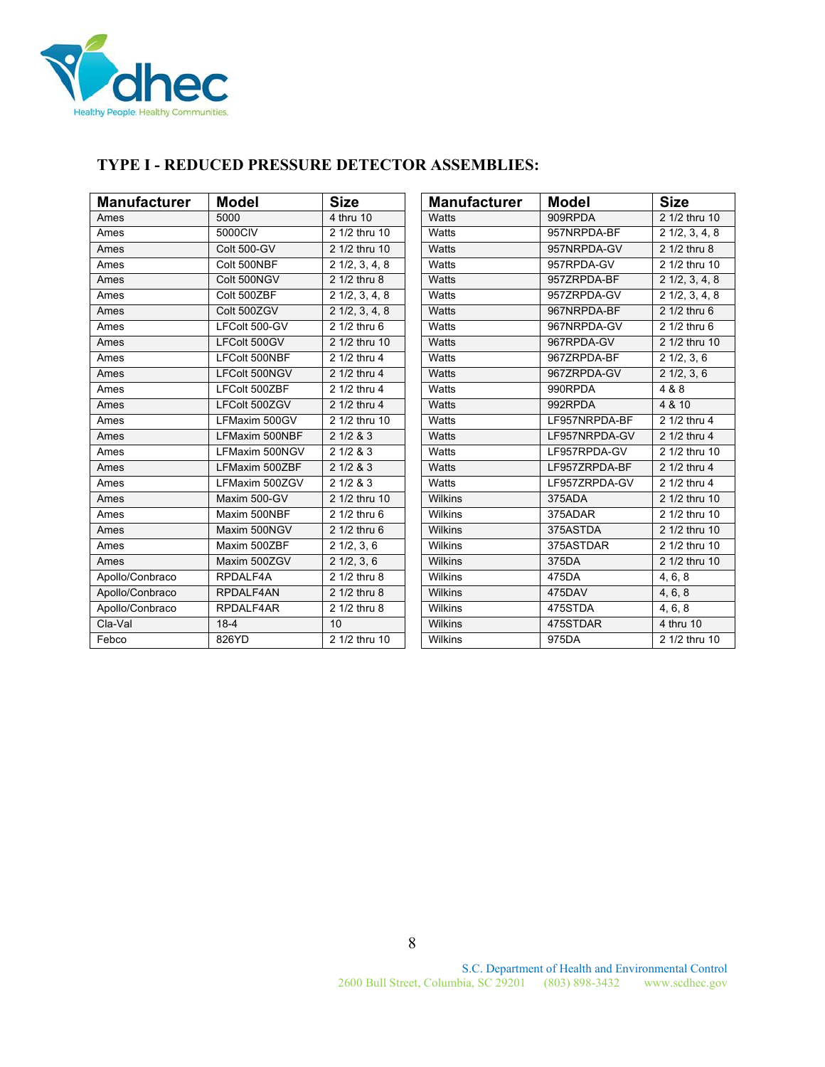## TYPE I - REDUCED PRESSURE DETECTOR ASSEMBLIES:

| Manufacturer | Model | Size |
|---|---|---|
| Ames | 5000 | 4 thru 10 |
| Ames | 5000CIV | 2 1/2 thru 10 |
| Ames | Colt 500-GV | 2 1/2 thru 10 |
| Ames | Colt 500NBF | 2 1/2, 3, 4, 8 |
| Ames | Colt 500NGV | 2 1/2 thru 8 |
| Ames | Colt 500ZBF | 2 1/2, 3, 4, 8 |
| Ames | Colt 500ZGV | 2 1/2, 3, 4, 8 |
| Ames | LFColt 500-GV | 2 1/2 thru 6 |
| Ames | LFColt 500GV | 2 1/2 thru 10 |
| Ames | LFColt 500NBF | 2 1/2 thru 4 |
| Ames | LFColt 500NGV | 2 1/2 thru 4 |
| Ames | LFColt 500ZBF | 2 1/2 thru 4 |
| Ames | LFColt 500ZGV | 2 1/2 thru 4 |
| Ames | LFMaxim 500GV | 2 1/2 thru 10 |
| Ames | LFMaxim 500NBF | 2 1/2 & 3 |
| Ames | LFMaxim 500NGV | 2 1/2 & 3 |
| Ames | LFMaxim 500ZBF | 2 1/2 & 3 |
| Ames | LFMaxim 500ZGV | 2 1/2 & 3 |
| Ames | Maxim 500-GV | 2 1/2 thru 10 |
| Ames | Maxim 500NBF | 2 1/2 thru 6 |
| Ames | Maxim 500NGV | 2 1/2 thru 6 |
| Ames | Maxim 500ZBF | 2 1/2, 3, 6 |
| Ames | Maxim 500ZGV | 2 1/2, 3, 6 |
| Apollo/Conbraco | RPDALF4A | 2 1/2 thru 8 |
| Apollo/Conbraco | RPDALF4AN | 2 1/2 thru 8 |
| Apollo/Conbraco | RPDALF4AR | 2 1/2 thru 8 |
| Cla-Val | 18-4 | 10 |
| Febco | 826YD | 2 1/2 thru 10 |
| Watts | 909RPDA | 2 1/2 thru 10 |
| Watts | 957NRPDA-BF | 2 1/2, 3, 4, 8 |
| Watts | 957NRPDA-GV | 2 1/2 thru 8 |
| Watts | 957RPDA-GV | 2 1/2 thru 10 |
| Watts | 957ZRPDA-BF | 2 1/2, 3, 4, 8 |
| Watts | 957ZRPDA-GV | 2 1/2, 3, 4, 8 |
| Watts | 967NRPDA-BF | 2 1/2 thru 6 |
| Watts | 967NRPDA-GV | 2 1/2 thru 6 |
| Watts | 967RPDA-GV | 2 1/2 thru 10 |
| Watts | 967ZRPDA-BF | 2 1/2, 3, 6 |
| Watts | 967ZRPDA-GV | 2 1/2, 3, 6 |
| Watts | 990RPDA | 4 & 8 |
| Watts | 992RPDA | 4 & 10 |
| Watts | LF957NRPDA-BF | 2 1/2 thru 4 |
| Watts | LF957NRPDA-GV | 2 1/2 thru 4 |
| Watts | LF957RPDA-GV | 2 1/2 thru 10 |
| Watts | LF957ZRPDA-BF | 2 1/2 thru 4 |
| Watts | LF957ZRPDA-GV | 2 1/2 thru 4 |
| Wilkins | 375ADA | 2 1/2 thru 10 |
| Wilkins | 375ADAR | 2 1/2 thru 10 |
| Wilkins | 375ASTDA | 2 1/2 thru 10 |
| Wilkins | 375ASTDAR | 2 1/2 thru 10 |
| Wilkins | 375DA | 2 1/2 thru 10 |
| Wilkins | 475DA | 4, 6, 8 |
| Wilkins | 475DAV | 4, 6, 8 |
| Wilkins | 475STDA | 4, 6, 8 |
| Wilkins | 475STDAR | 4 thru 10 |
| Wilkins | 975DA | 2 1/2 thru 10 |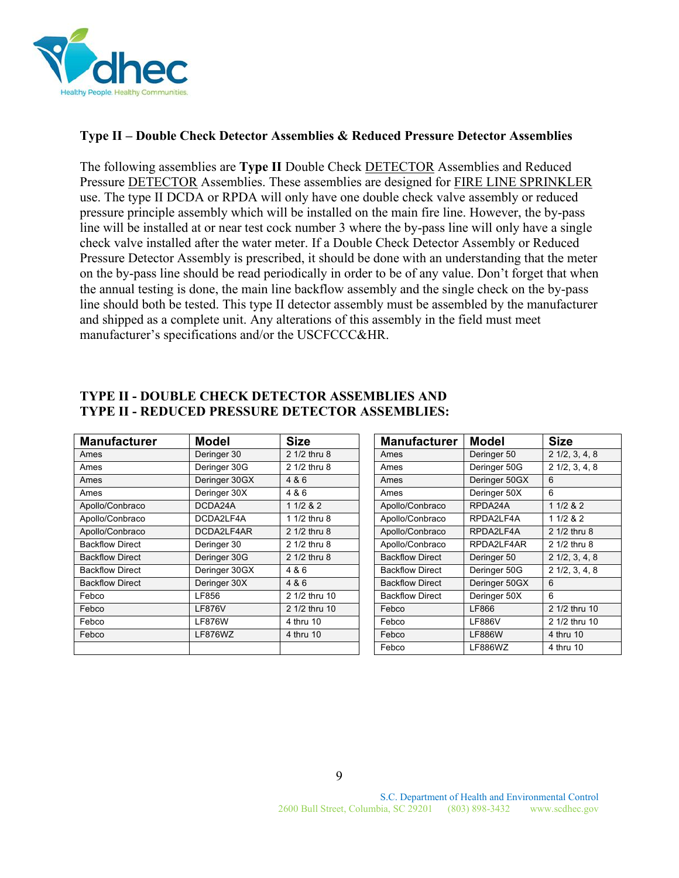**Type II – Double Check Detector Assemblies & Reduced Pressure Detector Assemblies**

The following assemblies are **Type II** Double Check DETECTOR Assemblies and Reduced Pressure DETECTOR Assemblies. These assemblies are designed for FIRE LINE SPRINKLER use. The type II DCDA or RPDA will only have one double check valve assembly or reduced pressure principle assembly which will be installed on the main fire line. However, the by-pass line will be installed at or near test cock number 3 where the by-pass line will only have a single check valve installed after the water meter. If a Double Check Detector Assembly or Reduced Pressure Detector Assembly is prescribed, it should be done with an understanding that the meter on the by-pass line should be read periodically in order to be of any value. Don't forget that when the annual testing is done, the main line backflow assembly and the single check on the by-pass line should both be tested. This type II detector assembly must be assembled by the manufacturer and shipped as a complete unit. Any alterations of this assembly in the field must meet manufacturer's specifications and/or the USCFCCC&HR.

**TYPE II - DOUBLE CHECK DETECTOR ASSEMBLIES AND
TYPE II - REDUCED PRESSURE DETECTOR ASSEMBLIES:**

| Manufacturer | Model | Size |
|---|---|---|
| Ames | Deringer 30 | 2 1/2 thru 8 |
| Ames | Deringer 30G | 2 1/2 thru 8 |
| Ames | Deringer 30GX | 4 & 6 |
| Ames | Deringer 30X | 4 & 6 |
| Apollo/Conbraco | DCDA24A | 1 1/2 & 2 |
| Apollo/Conbraco | DCDA2LF4A | 1 1/2 thru 8 |
| Apollo/Conbraco | DCDA2LF4AR | 2 1/2 thru 8 |
| Backflow Direct | Deringer 30 | 2 1/2 thru 8 |
| Backflow Direct | Deringer 30G | 2 1/2 thru 8 |
| Backflow Direct | Deringer 30GX | 4 & 6 |
| Backflow Direct | Deringer 30X | 4 & 6 |
| Febco | LF856 | 2 1/2 thru 10 |
| Febco | LF876V | 2 1/2 thru 10 |
| Febco | LF876W | 4 thru 10 |
| Febco | LF876WZ | 4 thru 10 |
| | | |

| Manufacturer | Model | Size |
|---|---|---|
| Ames | Deringer 50 | 2 1/2, 3, 4, 8 |
| Ames | Deringer 50G | 2 1/2, 3, 4, 8 |
| Ames | Deringer 50GX | 6 |
| Ames | Deringer 50X | 6 |
| Apollo/Conbraco | RPDA24A | 1 1/2 & 2 |
| Apollo/Conbraco | RPDA2LF4A | 1 1/2 & 2 |
| Apollo/Conbraco | RPDA2LF4A | 2 1/2 thru 8 |
| Apollo/Conbraco | RPDA2LF4AR | 2 1/2 thru 8 |
| Backflow Direct | Deringer 50 | 2 1/2, 3, 4, 8 |
| Backflow Direct | Deringer 50G | 2 1/2, 3, 4, 8 |
| Backflow Direct | Deringer 50GX | 6 |
| Backflow Direct | Deringer 50X | 6 |
| Febco | LF866 | 2 1/2 thru 10 |
| Febco | LF886V | 2 1/2 thru 10 |
| Febco | LF886W | 4 thru 10 |
| Febco | LF886WZ | 4 thru 10 |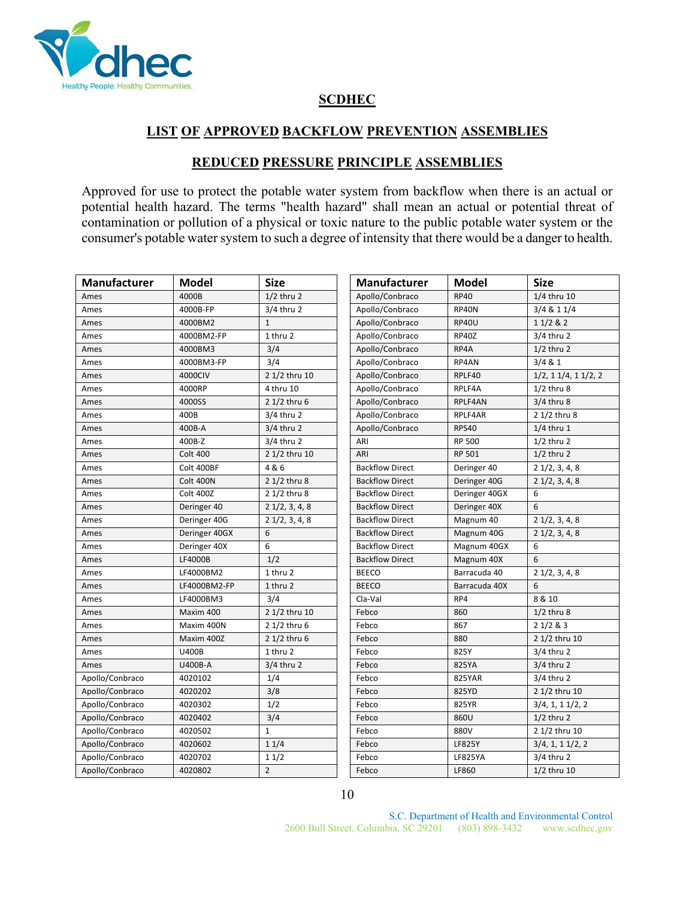**SCDHEC**

## LIST OF APPROVED BACKFLOW PREVENTION ASSEMBLIES

### REDUCED PRESSURE PRINCIPLE ASSEMBLIES

Approved for use to protect the potable water system from backflow when there is an actual or potential health hazard. The terms "health hazard" shall mean an actual or potential threat of contamination or pollution of a physical or toxic nature to the public potable water system or the consumer's potable water system to such a degree of intensity that there would be a danger to health.

| Manufacturer | Model | Size |
|---|---|---|
| Ames | 4000B | 1/2 thru 2 |
| Ames | 4000B-FP | 3/4 thru 2 |
| Ames | 4000BM2 | 1 |
| Ames | 4000BM2-FP | 1 thru 2 |
| Ames | 4000BM3 | 3/4 |
| Ames | 4000BM3-FP | 3/4 |
| Ames | 4000CIV | 2 1/2 thru 10 |
| Ames | 4000RP | 4 thru 10 |
| Ames | 4000SS | 2 1/2 thru 6 |
| Ames | 400B | 3/4 thru 2 |
| Ames | 400B-A | 3/4 thru 2 |
| Ames | 400B-Z | 3/4 thru 2 |
| Ames | Colt 400 | 2 1/2 thru 10 |
| Ames | Colt 400BF | 4 & 6 |
| Ames | Colt 400N | 2 1/2 thru 8 |
| Ames | Colt 400Z | 2 1/2 thru 8 |
| Ames | Deringer 40 | 2 1/2, 3, 4, 8 |
| Ames | Deringer 40G | 2 1/2, 3, 4, 8 |
| Ames | Deringer 40GX | 6 |
| Ames | Deringer 40X | 6 |
| Ames | LF4000B | 1/2 |
| Ames | LF4000BM2 | 1 thru 2 |
| Ames | LF4000BM2-FP | 1 thru 2 |
| Ames | LF4000BM3 | 3/4 |
| Ames | Maxim 400 | 2 1/2 thru 10 |
| Ames | Maxim 400N | 2 1/2 thru 6 |
| Ames | Maxim 400Z | 2 1/2 thru 6 |
| Ames | U400B | 1 thru 2 |
| Ames | U400B-A | 3/4 thru 2 |
| Apollo/Conbraco | 4020102 | 1/4 |
| Apollo/Conbraco | 4020202 | 3/8 |
| Apollo/Conbraco | 4020302 | 1/2 |
| Apollo/Conbraco | 4020402 | 3/4 |
| Apollo/Conbraco | 4020502 | 1 |
| Apollo/Conbraco | 4020602 | 1 1/4 |
| Apollo/Conbraco | 4020702 | 1 1/2 |
| Apollo/Conbraco | 4020802 | 2 |
| Apollo/Conbraco | RP40 | 1/4 thru 10 |
| Apollo/Conbraco | RP40N | 3/4 & 1 1/4 |
| Apollo/Conbraco | RP40U | 1 1/2 & 2 |
| Apollo/Conbraco | RP40Z | 3/4 thru 2 |
| Apollo/Conbraco | RP4A | 1/2 thru 2 |
| Apollo/Conbraco | RP4AN | 3/4 & 1 |
| Apollo/Conbraco | RPLF40 | 1/2, 1 1/4, 1 1/2, 2 |
| Apollo/Conbraco | RPLF4A | 1/2 thru 8 |
| Apollo/Conbraco | RPLF4AN | 3/4 thru 8 |
| Apollo/Conbraco | RPLF4AR | 2 1/2 thru 8 |
| Apollo/Conbraco | RPS40 | 1/4 thru 1 |
| ARI | RP 500 | 1/2 thru 2 |
| ARI | RP 501 | 1/2 thru 2 |
| Backflow Direct | Deringer 40 | 2 1/2, 3, 4, 8 |
| Backflow Direct | Deringer 40G | 2 1/2, 3, 4, 8 |
| Backflow Direct | Deringer 40GX | 6 |
| Backflow Direct | Deringer 40X | 6 |
| Backflow Direct | Magnum 40 | 2 1/2, 3, 4, 8 |
| Backflow Direct | Magnum 40G | 2 1/2, 3, 4, 8 |
| Backflow Direct | Magnum 40GX | 6 |
| Backflow Direct | Magnum 40X | 6 |
| BEECO | Barracuda 40 | 2 1/2, 3, 4, 8 |
| BEECO | Barracuda 40X | 6 |
| Cla-Val | RP4 | 8 & 10 |
| Febco | 860 | 1/2 thru 8 |
| Febco | 867 | 2 1/2 & 3 |
| Febco | 880 | 2 1/2 thru 10 |
| Febco | 825Y | 3/4 thru 2 |
| Febco | 825YA | 3/4 thru 2 |
| Febco | 825YAR | 3/4 thru 2 |
| Febco | 825YD | 2 1/2 thru 10 |
| Febco | 825YR | 3/4, 1, 1 1/2, 2 |
| Febco | 860U | 1/2 thru 2 |
| Febco | 880V | 2 1/2 thru 10 |
| Febco | LF825Y | 3/4, 1, 1 1/2, 2 |
| Febco | LF825YA | 3/4 thru 2 |
| Febco | LF860 | 1/2 thru 10 |

S.C. Department of Health and Environmental Control
2600 Bull Street, Columbia, SC 29201 (803) 898-3432 www.scdhec.gov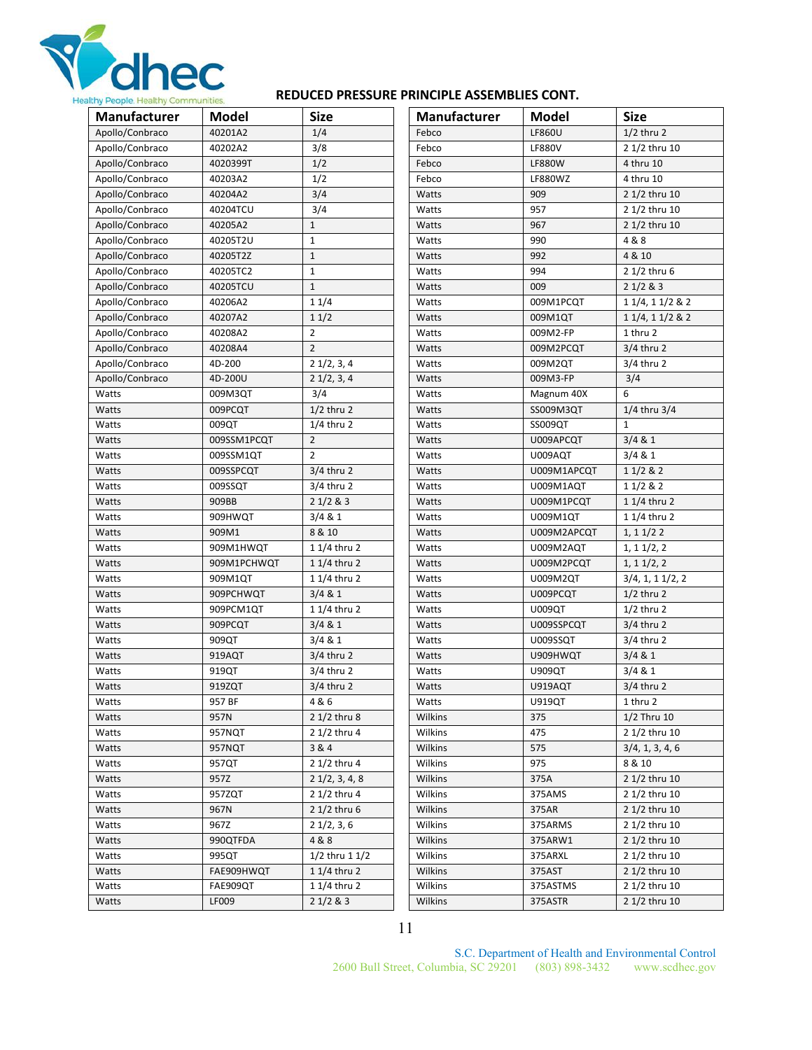## REDUCED PRESSURE PRINCIPLE ASSEMBLIES CONT.

| Manufacturer | Model | Size |
|---|---|---|
| Apollo/Conbraco | 40201A2 | 1/4 |
| Apollo/Conbraco | 40202A2 | 3/8 |
| Apollo/Conbraco | 4020399T | 1/2 |
| Apollo/Conbraco | 40203A2 | 1/2 |
| Apollo/Conbraco | 40204A2 | 3/4 |
| Apollo/Conbraco | 40204TCU | 3/4 |
| Apollo/Conbraco | 40205A2 | 1 |
| Apollo/Conbraco | 40205T2U | 1 |
| Apollo/Conbraco | 40205T2Z | 1 |
| Apollo/Conbraco | 40205TC2 | 1 |
| Apollo/Conbraco | 40205TCU | 1 |
| Apollo/Conbraco | 40206A2 | 1 1/4 |
| Apollo/Conbraco | 40207A2 | 1 1/2 |
| Apollo/Conbraco | 40208A2 | 2 |
| Apollo/Conbraco | 40208A4 | 2 |
| Apollo/Conbraco | 4D-200 | 2 1/2, 3, 4 |
| Apollo/Conbraco | 4D-200U | 2 1/2, 3, 4 |
| Watts | 009M3QT | 3/4 |
| Watts | 009PCQT | 1/2 thru 2 |
| Watts | 009QT | 1/4 thru 2 |
| Watts | 009SSM1PCQT | 2 |
| Watts | 009SSM1QT | 2 |
| Watts | 009SSPCQT | 3/4 thru 2 |
| Watts | 009SSQT | 3/4 thru 2 |
| Watts | 909BB | 2 1/2 & 3 |
| Watts | 909HWQT | 3/4 & 1 |
| Watts | 909M1 | 8 & 10 |
| Watts | 909M1HWQT | 1 1/4 thru 2 |
| Watts | 909M1PCHWQT | 1 1/4 thru 2 |
| Watts | 909M1QT | 1 1/4 thru 2 |
| Watts | 909PCHWQT | 3/4 & 1 |
| Watts | 909PCM1QT | 1 1/4 thru 2 |
| Watts | 909PCQT | 3/4 & 1 |
| Watts | 909QT | 3/4 & 1 |
| Watts | 919AQT | 3/4 thru 2 |
| Watts | 919QT | 3/4 thru 2 |
| Watts | 919ZQT | 3/4 thru 2 |
| Watts | 957 BF | 4 & 6 |
| Watts | 957N | 2 1/2 thru 8 |
| Watts | 957NQT | 2 1/2 thru 4 |
| Watts | 957NQT | 3 & 4 |
| Watts | 957QT | 2 1/2 thru 4 |
| Watts | 957Z | 2 1/2, 3, 4, 8 |
| Watts | 957ZQT | 2 1/2 thru 4 |
| Watts | 967N | 2 1/2 thru 6 |
| Watts | 967Z | 2 1/2, 3, 6 |
| Watts | 990QTFDA | 4 & 8 |
| Watts | 995QT | 1/2 thru 1 1/2 |
| Watts | FAE909HWQT | 1 1/4 thru 2 |
| Watts | FAE909QT | 1 1/4 thru 2 |
| Watts | LF009 | 2 1/2 & 3 |
| Febco | LF860U | 1/2 thru 2 |
| Febco | LF880V | 2 1/2 thru 10 |
| Febco | LF880W | 4 thru 10 |
| Febco | LF880WZ | 4 thru 10 |
| Watts | 909 | 2 1/2 thru 10 |
| Watts | 957 | 2 1/2 thru 10 |
| Watts | 967 | 2 1/2 thru 10 |
| Watts | 990 | 4 & 8 |
| Watts | 992 | 4 & 10 |
| Watts | 994 | 2 1/2 thru 6 |
| Watts | 009 | 2 1/2 & 3 |
| Watts | 009M1PCQT | 1 1/4, 1 1/2 & 2 |
| Watts | 009M1QT | 1 1/4, 1 1/2 & 2 |
| Watts | 009M2-FP | 1 thru 2 |
| Watts | 009M2PCQT | 3/4 thru 2 |
| Watts | 009M2QT | 3/4 thru 2 |
| Watts | 009M3-FP | 3/4 |
| Watts | Magnum 40X | 6 |
| Watts | SS009M3QT | 1/4 thru 3/4 |
| Watts | SS009QT | 1 |
| Watts | U009APCQT | 3/4 & 1 |
| Watts | U009AQT | 3/4 & 1 |
| Watts | U009M1APCQT | 1 1/2 & 2 |
| Watts | U009M1AQT | 1 1/2 & 2 |
| Watts | U009M1PCQT | 1 1/4 thru 2 |
| Watts | U009M1QT | 1 1/4 thru 2 |
| Watts | U009M2APCQT | 1, 1 1/2 2 |
| Watts | U009M2AQT | 1, 1 1/2, 2 |
| Watts | U009M2PCQT | 1, 1 1/2, 2 |
| Watts | U009M2QT | 3/4, 1, 1 1/2, 2 |
| Watts | U009PCQT | 1/2 thru 2 |
| Watts | U009QT | 1/2 thru 2 |
| Watts | U009SSPCQT | 3/4 thru 2 |
| Watts | U009SSQT | 3/4 thru 2 |
| Watts | U909HWQT | 3/4 & 1 |
| Watts | U909QT | 3/4 & 1 |
| Watts | U919AQT | 3/4 thru 2 |
| Watts | U919QT | 1 thru 2 |
| Wilkins | 375 | 1/2 Thru 10 |
| Wilkins | 475 | 2 1/2 thru 10 |
| Wilkins | 575 | 3/4, 1, 3, 4, 6 |
| Wilkins | 975 | 8 & 10 |
| Wilkins | 375A | 2 1/2 thru 10 |
| Wilkins | 375AMS | 2 1/2 thru 10 |
| Wilkins | 375AR | 2 1/2 thru 10 |
| Wilkins | 375ARMS | 2 1/2 thru 10 |
| Wilkins | 375ARW1 | 2 1/2 thru 10 |
| Wilkins | 375ARXL | 2 1/2 thru 10 |
| Wilkins | 375AST | 2 1/2 thru 10 |
| Wilkins | 375ASTMS | 2 1/2 thru 10 |
| Wilkins | 375ASTR | 2 1/2 thru 10 |

S.C. Department of Health and Environmental Control
2600 Bull Street, Columbia, SC 29201 (803) 898-3432 www.scdhec.gov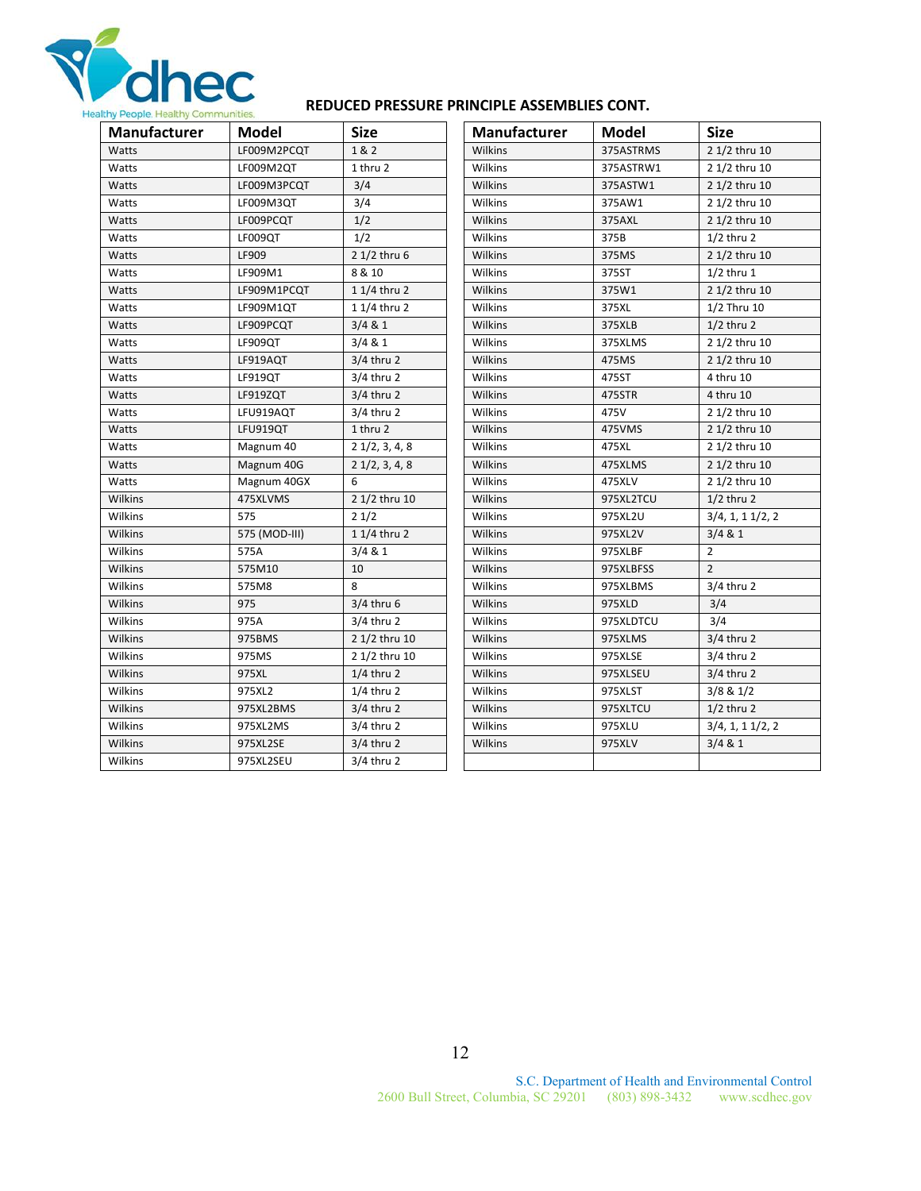## REDUCED PRESSURE PRINCIPLE ASSEMBLIES CONT.

| Manufacturer | Model | Size |
|---|---|---|
| Watts | LF009M2PCQT | 1 & 2 |
| Watts | LF009M2QT | 1 thru 2 |
| Watts | LF009M3PCQT | 3/4 |
| Watts | LF009M3QT | 3/4 |
| Watts | LF009PCQT | 1/2 |
| Watts | LF009QT | 1/2 |
| Watts | LF909 | 2 1/2 thru 6 |
| Watts | LF909M1 | 8 & 10 |
| Watts | LF909M1PCQT | 1 1/4 thru 2 |
| Watts | LF909M1QT | 1 1/4 thru 2 |
| Watts | LF909PCQT | 3/4 & 1 |
| Watts | LF909QT | 3/4 & 1 |
| Watts | LF919AQT | 3/4 thru 2 |
| Watts | LF919QT | 3/4 thru 2 |
| Watts | LF919ZQT | 3/4 thru 2 |
| Watts | LFU919AQT | 3/4 thru 2 |
| Watts | LFU919QT | 1 thru 2 |
| Watts | Magnum 40 | 2 1/2, 3, 4, 8 |
| Watts | Magnum 40G | 2 1/2, 3, 4, 8 |
| Watts | Magnum 40GX | 6 |
| Wilkins | 475XLVMS | 2 1/2 thru 10 |
| Wilkins | 575 | 2 1/2 |
| Wilkins | 575 (MOD-III) | 1 1/4 thru 2 |
| Wilkins | 575A | 3/4 & 1 |
| Wilkins | 575M10 | 10 |
| Wilkins | 575M8 | 8 |
| Wilkins | 975 | 3/4 thru 6 |
| Wilkins | 975A | 3/4 thru 2 |
| Wilkins | 975BMS | 2 1/2 thru 10 |
| Wilkins | 975MS | 2 1/2 thru 10 |
| Wilkins | 975XL | 1/4 thru 2 |
| Wilkins | 975XL2 | 1/4 thru 2 |
| Wilkins | 975XL2BMS | 3/4 thru 2 |
| Wilkins | 975XL2MS | 3/4 thru 2 |
| Wilkins | 975XL2SE | 3/4 thru 2 |
| Wilkins | 975XL2SEU | 3/4 thru 2 |
| Wilkins | 375ASTRMS | 2 1/2 thru 10 |
| Wilkins | 375ASTRW1 | 2 1/2 thru 10 |
| Wilkins | 375ASTW1 | 2 1/2 thru 10 |
| Wilkins | 375AW1 | 2 1/2 thru 10 |
| Wilkins | 375AXL | 2 1/2 thru 10 |
| Wilkins | 375B | 1/2 thru 2 |
| Wilkins | 375MS | 2 1/2 thru 10 |
| Wilkins | 375ST | 1/2 thru 1 |
| Wilkins | 375W1 | 2 1/2 thru 10 |
| Wilkins | 375XL | 1/2 Thru 10 |
| Wilkins | 375XLB | 1/2 thru 2 |
| Wilkins | 375XLMS | 2 1/2 thru 10 |
| Wilkins | 475MS | 2 1/2 thru 10 |
| Wilkins | 475ST | 4 thru 10 |
| Wilkins | 475STR | 4 thru 10 |
| Wilkins | 475V | 2 1/2 thru 10 |
| Wilkins | 475VMS | 2 1/2 thru 10 |
| Wilkins | 475XL | 2 1/2 thru 10 |
| Wilkins | 475XLMS | 2 1/2 thru 10 |
| Wilkins | 475XLV | 2 1/2 thru 10 |
| Wilkins | 975XL2TCU | 1/2 thru 2 |
| Wilkins | 975XL2U | 3/4, 1, 1 1/2, 2 |
| Wilkins | 975XL2V | 3/4 & 1 |
| Wilkins | 975XLBF | 2 |
| Wilkins | 975XLBFSS | 2 |
| Wilkins | 975XLBMS | 3/4 thru 2 |
| Wilkins | 975XLD | 3/4 |
| Wilkins | 975XLDTCU | 3/4 |
| Wilkins | 975XLMS | 3/4 thru 2 |
| Wilkins | 975XLSE | 3/4 thru 2 |
| Wilkins | 975XLSEU | 3/4 thru 2 |
| Wilkins | 975XLST | 3/8 & 1/2 |
| Wilkins | 975XLTCU | 1/2 thru 2 |
| Wilkins | 975XLU | 3/4, 1, 1 1/2, 2 |
| Wilkins | 975XLV | 3/4 & 1 |

S.C. Department of Health and Environmental Control
2600 Bull Street, Columbia, SC 29201 (803) 898-3432 www.scdhec.gov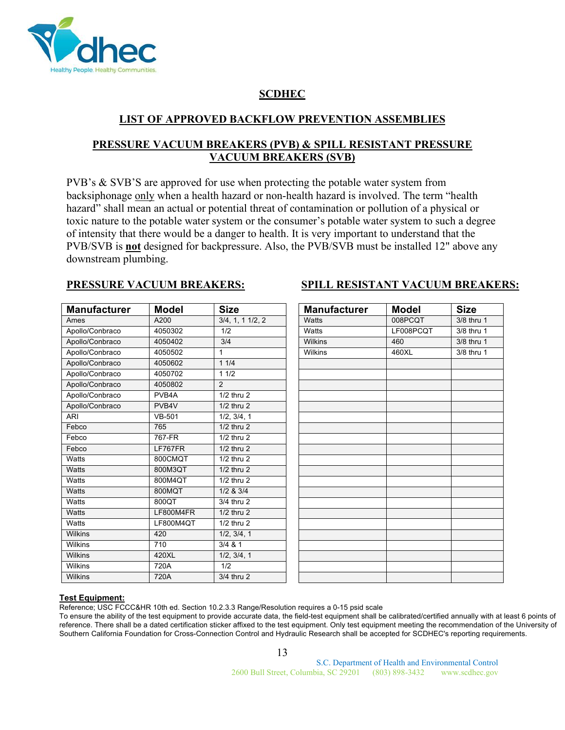## SCDHEC

## LIST OF APPROVED BACKFLOW PREVENTION ASSEMBLIES

## PRESSURE VACUUM BREAKERS (PVB) & SPILL RESISTANT PRESSURE VACUUM BREAKERS (SVB)

PVB's & SVB'S are approved for use when protecting the potable water system from backsiphonage only when a health hazard or non-health hazard is involved. The term "health hazard" shall mean an actual or potential threat of contamination or pollution of a physical or toxic nature to the potable water system or the consumer's potable water system to such a degree of intensity that there would be a danger to health. It is very important to understand that the PVB/SVB is **not** designed for backpressure. Also, the PVB/SVB must be installed 12" above any downstream plumbing.

### PRESSURE VACUUM BREAKERS:

| Manufacturer | Model | Size |
|---|---|---|
| Ames | A200 | 3/4, 1, 1 1/2, 2 |
| Apollo/Conbraco | 4050302 | 1/2 |
| Apollo/Conbraco | 4050402 | 3/4 |
| Apollo/Conbraco | 4050502 | 1 |
| Apollo/Conbraco | 4050602 | 1 1/4 |
| Apollo/Conbraco | 4050702 | 1 1/2 |
| Apollo/Conbraco | 4050802 | 2 |
| Apollo/Conbraco | PVB4A | 1/2 thru 2 |
| Apollo/Conbraco | PVB4V | 1/2 thru 2 |
| ARI | VB-501 | 1/2, 3/4, 1 |
| Febco | 765 | 1/2 thru 2 |
| Febco | 767-FR | 1/2 thru 2 |
| Febco | LF767FR | 1/2 thru 2 |
| Watts | 800CMQT | 1/2 thru 2 |
| Watts | 800M3QT | 1/2 thru 2 |
| Watts | 800M4QT | 1/2 thru 2 |
| Watts | 800MQT | 1/2 & 3/4 |
| Watts | 800QT | 3/4 thru 2 |
| Watts | LF800M4FR | 1/2 thru 2 |
| Watts | LF800M4QT | 1/2 thru 2 |
| Wilkins | 420 | 1/2, 3/4, 1 |
| Wilkins | 710 | 3/4 & 1 |
| Wilkins | 420XL | 1/2, 3/4, 1 |
| Wilkins | 720A | 1/2 |
| Wilkins | 720A | 3/4 thru 2 |

### SPILL RESISTANT VACUUM BREAKERS:

| Manufacturer | Model | Size |
|---|---|---|
| Watts | 008PCQT | 3/8 thru 1 |
| Watts | LF008PCQT | 3/8 thru 1 |
| Wilkins | 460 | 3/8 thru 1 |
| Wilkins | 460XL | 3/8 thru 1 |

**Test Equipment:**

Reference; USC FCCC&HR 10th ed. Section 10.2.3.3 Range/Resolution requires a 0-15 psid scale

To ensure the ability of the test equipment to provide accurate data, the field-test equipment shall be calibrated/certified annually with at least 6 points of reference. There shall be a dated certification sticker affixed to the test equipment. Only test equipment meeting the recommendation of the University of Southern California Foundation for Cross-Connection Control and Hydraulic Research shall be accepted for SCDHEC's reporting requirements.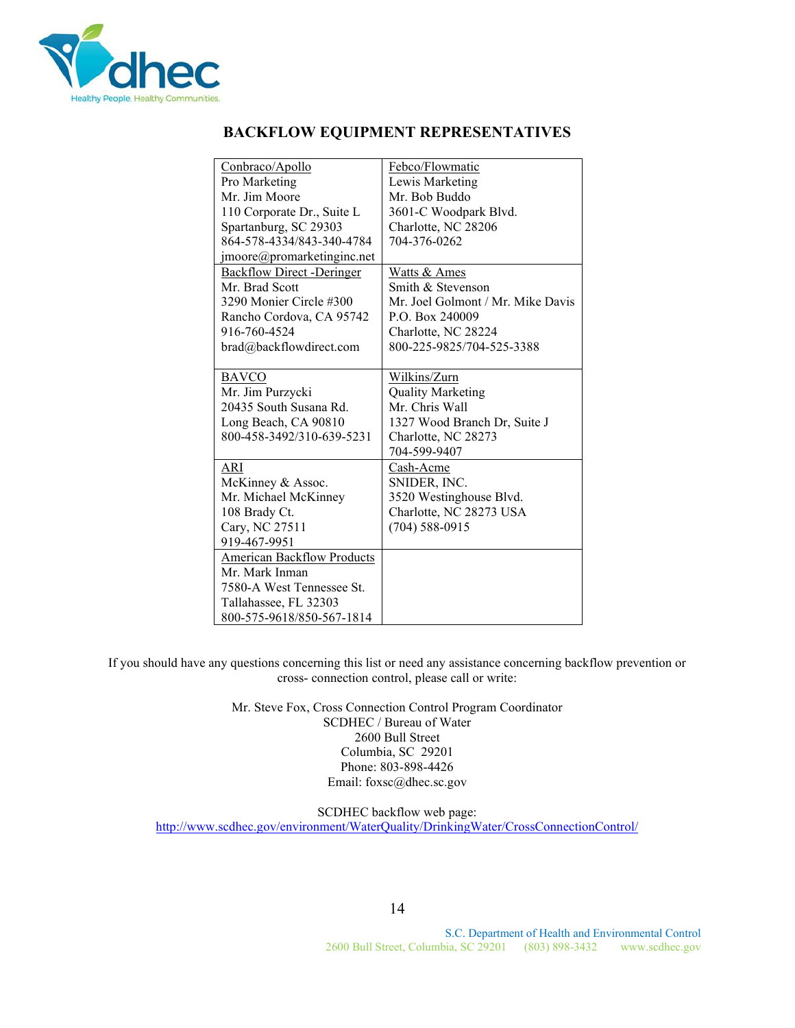## BACKFLOW EQUIPMENT REPRESENTATIVES

| | |
|---|---|
| Conbraco/Apollo<br>Pro Marketing<br>Mr. Jim Moore<br>110 Corporate Dr., Suite L<br>Spartanburg, SC 29303<br>864-578-4334/843-340-4784<br>jmoore@promarketinginc.net | Febco/Flowmatic<br>Lewis Marketing<br>Mr. Bob Buddo<br>3601-C Woodpark Blvd.<br>Charlotte, NC 28206<br>704-376-0262 |
| Backflow Direct -Deringer<br>Mr. Brad Scott<br>3290 Monier Circle #300<br>Rancho Cordova, CA 95742<br>916-760-4524<br>brad@backflowdirect.com | Watts & Ames<br>Smith & Stevenson<br>Mr. Joel Golmont / Mr. Mike Davis<br>P.O. Box 240009<br>Charlotte, NC 28224<br>800-225-9825/704-525-3388 |
| BAVCO<br>Mr. Jim Purzycki<br>20435 South Susana Rd.<br>Long Beach, CA 90810<br>800-458-3492/310-639-5231 | Wilkins/Zurn<br>Quality Marketing<br>Mr. Chris Wall<br>1327 Wood Branch Dr, Suite J<br>Charlotte, NC 28273<br>704-599-9407 |
| ARI<br>McKinney & Assoc.<br>Mr. Michael McKinney<br>108 Brady Ct.<br>Cary, NC 27511<br>919-467-9951 | Cash-Acme<br>SNIDER, INC.<br>3520 Westinghouse Blvd.<br>Charlotte, NC 28273 USA<br>(704) 588-0915 |
| American Backflow Products<br>Mr. Mark Inman<br>7580-A West Tennessee St.<br>Tallahassee, FL 32303<br>800-575-9618/850-567-1814 | |

If you should have any questions concerning this list or need any assistance concerning backflow prevention or cross- connection control, please call or write:

Mr. Steve Fox, Cross Connection Control Program Coordinator
SCDHEC / Bureau of Water
2600 Bull Street
Columbia, SC 29201
Phone: 803-898-4426
Email: foxsc@dhec.sc.gov

SCDHEC backflow web page:
http://www.scdhec.gov/environment/WaterQuality/DrinkingWater/CrossConnectionControl/